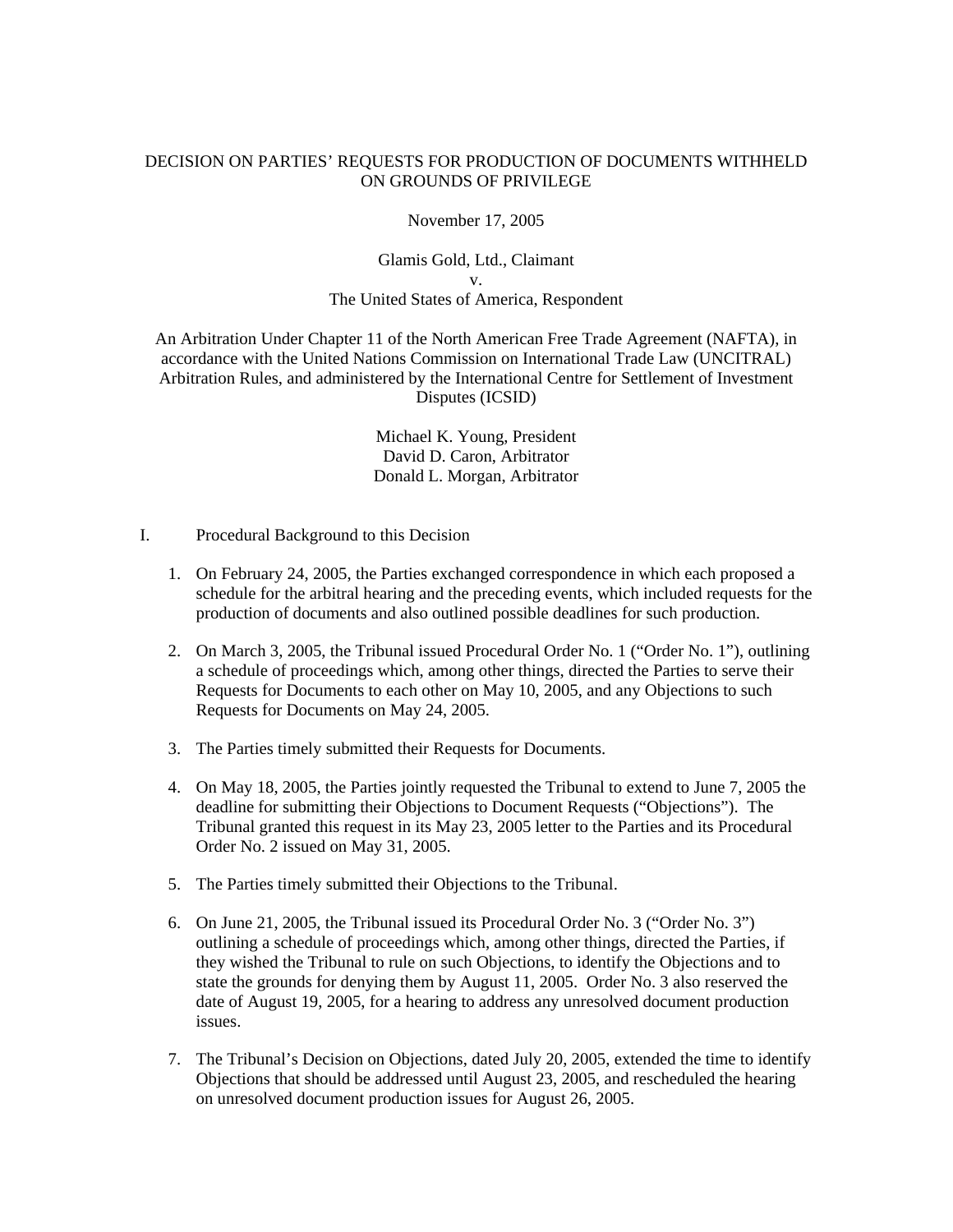# DECISION ON PARTIES' REQUESTS FOR PRODUCTION OF DOCUMENTS WITHHELD ON GROUNDS OF PRIVILEGE

November 17, 2005

Glamis Gold, Ltd., Claimant
v.
The United States of America, Respondent

An Arbitration Under Chapter 11 of the North American Free Trade Agreement (NAFTA), in accordance with the United Nations Commission on International Trade Law (UNCITRAL) Arbitration Rules, and administered by the International Centre for Settlement of Investment Disputes (ICSID)

Michael K. Young, President
David D. Caron, Arbitrator
Donald L. Morgan, Arbitrator

## I. Procedural Background to this Decision

1. On February 24, 2005, the Parties exchanged correspondence in which each proposed a schedule for the arbitral hearing and the preceding events, which included requests for the production of documents and also outlined possible deadlines for such production.

2. On March 3, 2005, the Tribunal issued Procedural Order No. 1 ("Order No. 1"), outlining a schedule of proceedings which, among other things, directed the Parties to serve their Requests for Documents to each other on May 10, 2005, and any Objections to such Requests for Documents on May 24, 2005.

3. The Parties timely submitted their Requests for Documents.

4. On May 18, 2005, the Parties jointly requested the Tribunal to extend to June 7, 2005 the deadline for submitting their Objections to Document Requests ("Objections"). The Tribunal granted this request in its May 23, 2005 letter to the Parties and its Procedural Order No. 2 issued on May 31, 2005.

5. The Parties timely submitted their Objections to the Tribunal.

6. On June 21, 2005, the Tribunal issued its Procedural Order No. 3 ("Order No. 3") outlining a schedule of proceedings which, among other things, directed the Parties, if they wished the Tribunal to rule on such Objections, to identify the Objections and to state the grounds for denying them by August 11, 2005. Order No. 3 also reserved the date of August 19, 2005, for a hearing to address any unresolved document production issues.

7. The Tribunal's Decision on Objections, dated July 20, 2005, extended the time to identify Objections that should be addressed until August 23, 2005, and rescheduled the hearing on unresolved document production issues for August 26, 2005.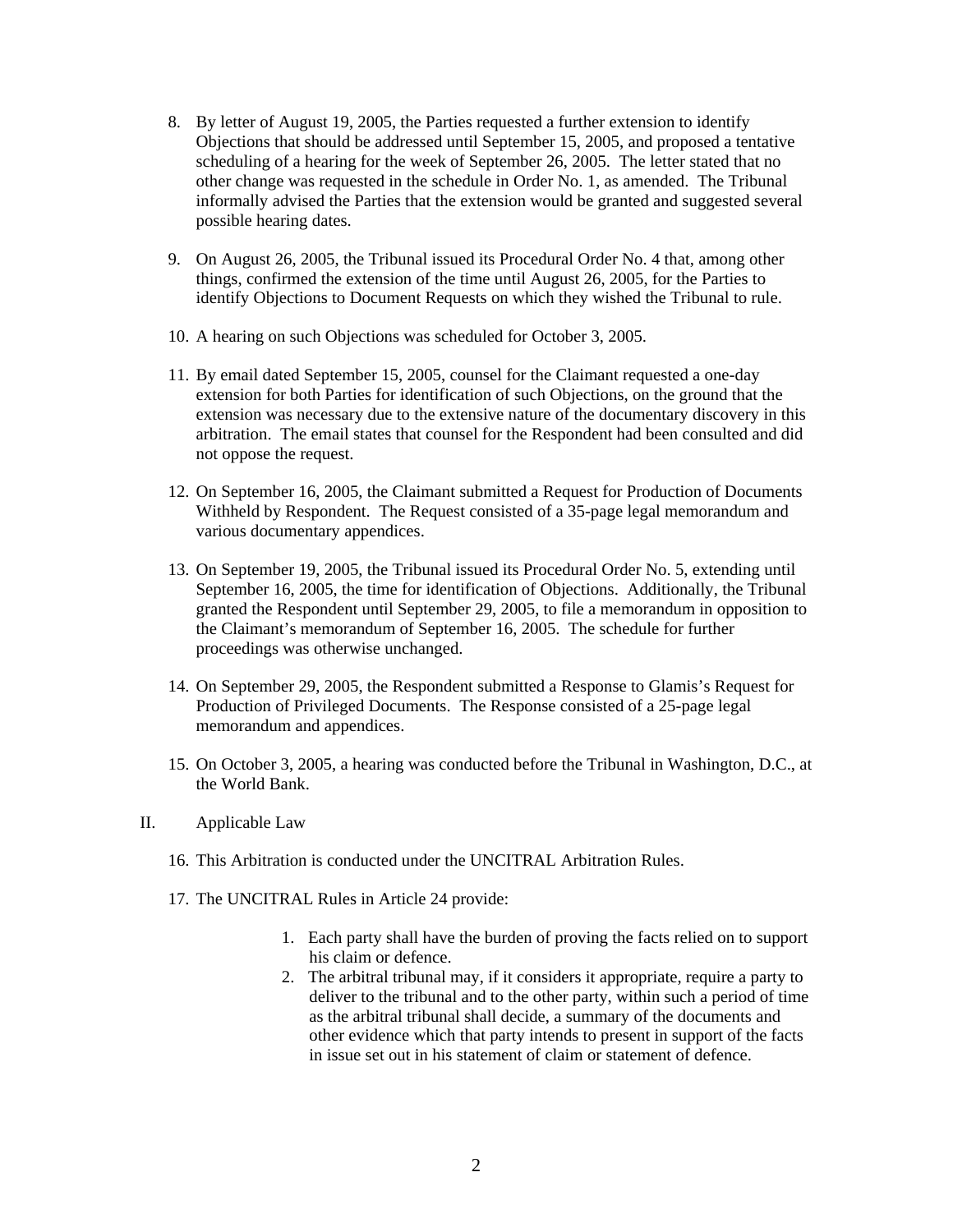8. By letter of August 19, 2005, the Parties requested a further extension to identify Objections that should be addressed until September 15, 2005, and proposed a tentative scheduling of a hearing for the week of September 26, 2005. The letter stated that no other change was requested in the schedule in Order No. 1, as amended. The Tribunal informally advised the Parties that the extension would be granted and suggested several possible hearing dates.

9. On August 26, 2005, the Tribunal issued its Procedural Order No. 4 that, among other things, confirmed the extension of the time until August 26, 2005, for the Parties to identify Objections to Document Requests on which they wished the Tribunal to rule.

10. A hearing on such Objections was scheduled for October 3, 2005.

11. By email dated September 15, 2005, counsel for the Claimant requested a one-day extension for both Parties for identification of such Objections, on the ground that the extension was necessary due to the extensive nature of the documentary discovery in this arbitration. The email states that counsel for the Respondent had been consulted and did not oppose the request.

12. On September 16, 2005, the Claimant submitted a Request for Production of Documents Withheld by Respondent. The Request consisted of a 35-page legal memorandum and various documentary appendices.

13. On September 19, 2005, the Tribunal issued its Procedural Order No. 5, extending until September 16, 2005, the time for identification of Objections. Additionally, the Tribunal granted the Respondent until September 29, 2005, to file a memorandum in opposition to the Claimant's memorandum of September 16, 2005. The schedule for further proceedings was otherwise unchanged.

14. On September 29, 2005, the Respondent submitted a Response to Glamis's Request for Production of Privileged Documents. The Response consisted of a 25-page legal memorandum and appendices.

15. On October 3, 2005, a hearing was conducted before the Tribunal in Washington, D.C., at the World Bank.

## II. Applicable Law

16. This Arbitration is conducted under the UNCITRAL Arbitration Rules.

17. The UNCITRAL Rules in Article 24 provide:

> 1. Each party shall have the burden of proving the facts relied on to support his claim or defence.
> 2. The arbitral tribunal may, if it considers it appropriate, require a party to deliver to the tribunal and to the other party, within such a period of time as the arbitral tribunal shall decide, a summary of the documents and other evidence which that party intends to present in support of the facts in issue set out in his statement of claim or statement of defence.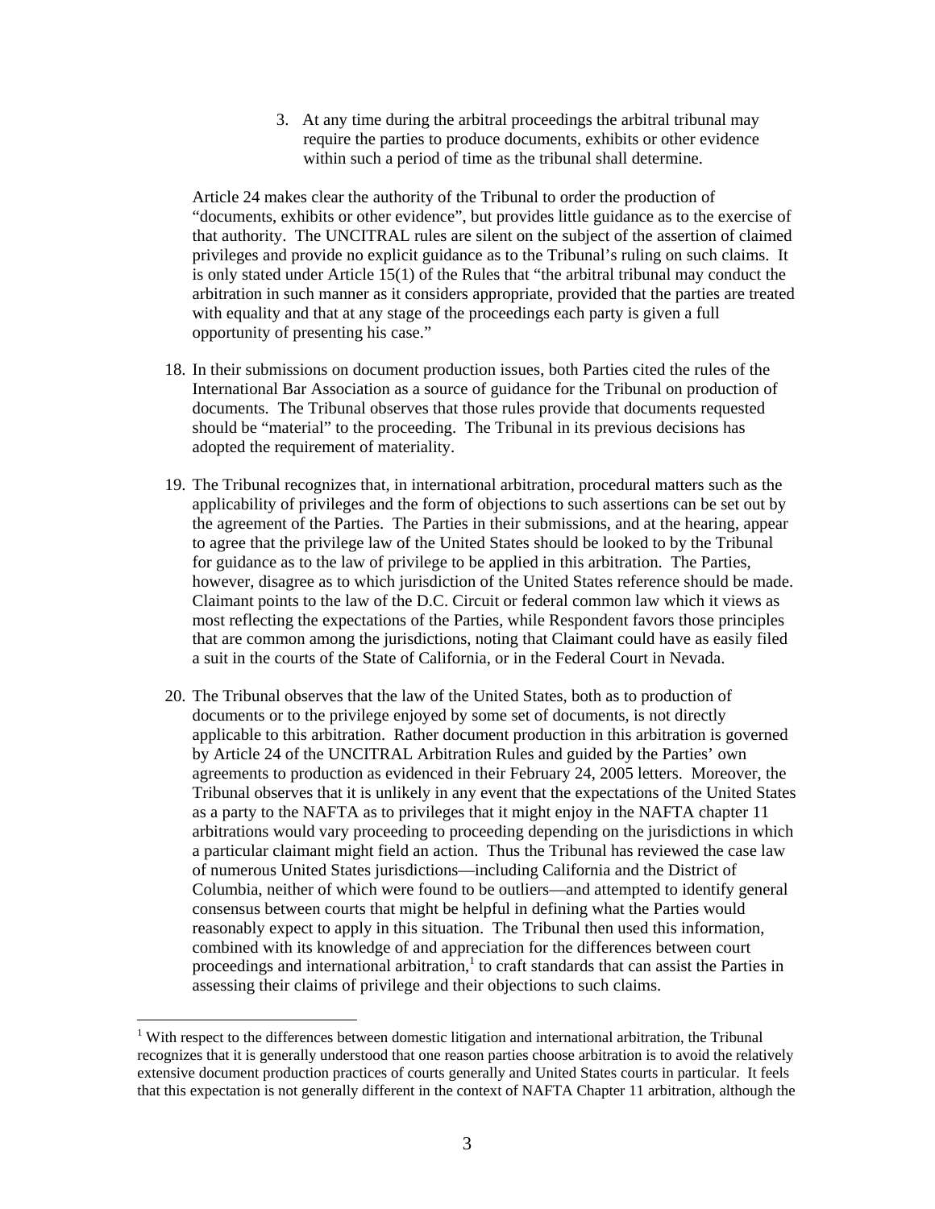3. At any time during the arbitral proceedings the arbitral tribunal may require the parties to produce documents, exhibits or other evidence within such a period of time as the tribunal shall determine.

Article 24 makes clear the authority of the Tribunal to order the production of "documents, exhibits or other evidence", but provides little guidance as to the exercise of that authority. The UNCITRAL rules are silent on the subject of the assertion of claimed privileges and provide no explicit guidance as to the Tribunal's ruling on such claims. It is only stated under Article 15(1) of the Rules that "the arbitral tribunal may conduct the arbitration in such manner as it considers appropriate, provided that the parties are treated with equality and that at any stage of the proceedings each party is given a full opportunity of presenting his case."

18. In their submissions on document production issues, both Parties cited the rules of the International Bar Association as a source of guidance for the Tribunal on production of documents. The Tribunal observes that those rules provide that documents requested should be "material" to the proceeding. The Tribunal in its previous decisions has adopted the requirement of materiality.

19. The Tribunal recognizes that, in international arbitration, procedural matters such as the applicability of privileges and the form of objections to such assertions can be set out by the agreement of the Parties. The Parties in their submissions, and at the hearing, appear to agree that the privilege law of the United States should be looked to by the Tribunal for guidance as to the law of privilege to be applied in this arbitration. The Parties, however, disagree as to which jurisdiction of the United States reference should be made. Claimant points to the law of the D.C. Circuit or federal common law which it views as most reflecting the expectations of the Parties, while Respondent favors those principles that are common among the jurisdictions, noting that Claimant could have as easily filed a suit in the courts of the State of California, or in the Federal Court in Nevada.

20. The Tribunal observes that the law of the United States, both as to production of documents or to the privilege enjoyed by some set of documents, is not directly applicable to this arbitration. Rather document production in this arbitration is governed by Article 24 of the UNCITRAL Arbitration Rules and guided by the Parties' own agreements to production as evidenced in their February 24, 2005 letters. Moreover, the Tribunal observes that it is unlikely in any event that the expectations of the United States as a party to the NAFTA as to privileges that it might enjoy in the NAFTA chapter 11 arbitrations would vary proceeding to proceeding depending on the jurisdictions in which a particular claimant might field an action. Thus the Tribunal has reviewed the case law of numerous United States jurisdictions—including California and the District of Columbia, neither of which were found to be outliers—and attempted to identify general consensus between courts that might be helpful in defining what the Parties would reasonably expect to apply in this situation. The Tribunal then used this information, combined with its knowledge of and appreciation for the differences between court proceedings and international arbitration,[1] to craft standards that can assist the Parties in assessing their claims of privilege and their objections to such claims.

[1] With respect to the differences between domestic litigation and international arbitration, the Tribunal recognizes that it is generally understood that one reason parties choose arbitration is to avoid the relatively extensive document production practices of courts generally and United States courts in particular. It feels that this expectation is not generally different in the context of NAFTA Chapter 11 arbitration, although the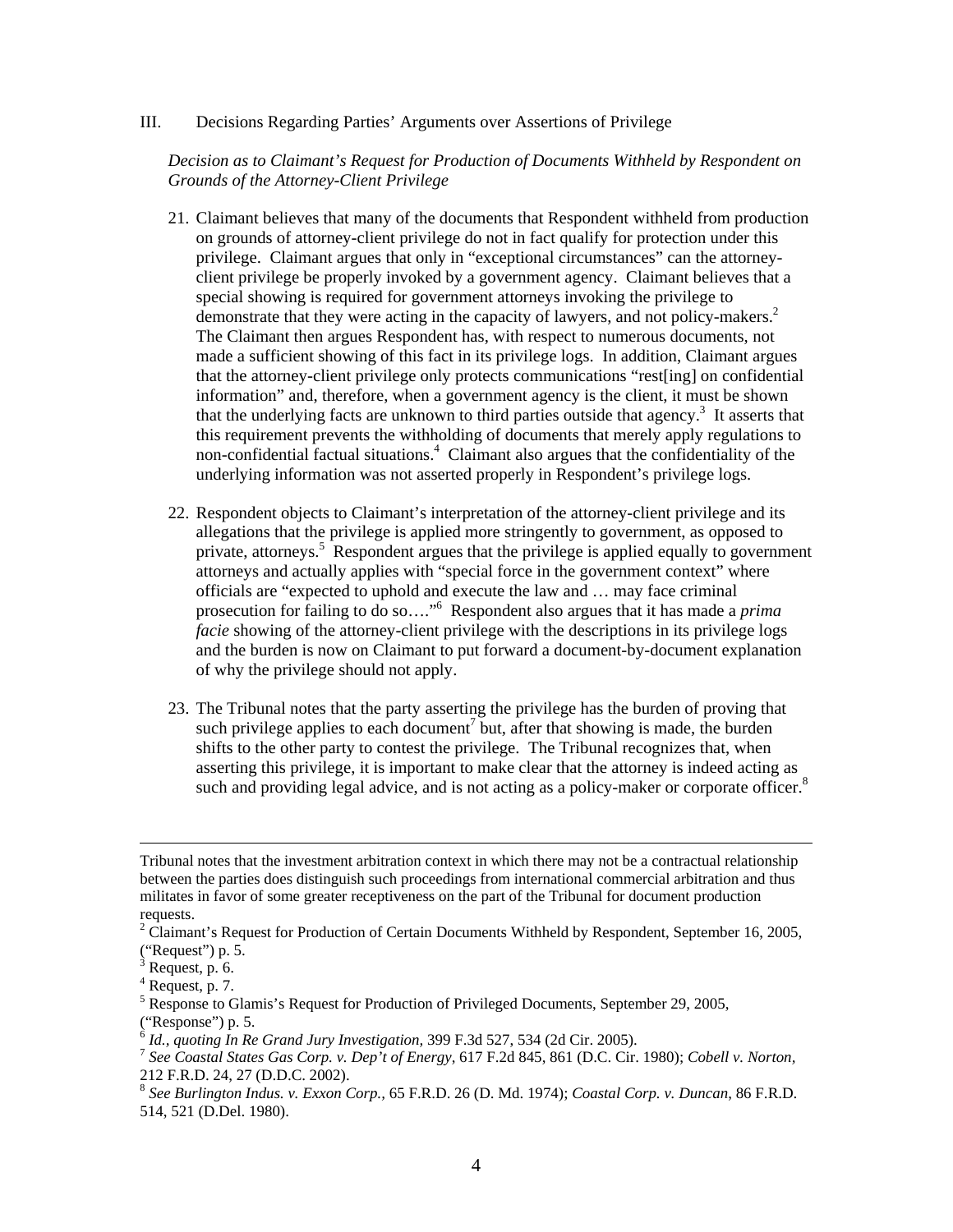III. Decisions Regarding Parties' Arguments over Assertions of Privilege

*Decision as to Claimant's Request for Production of Documents Withheld by Respondent on Grounds of the Attorney-Client Privilege*

21. Claimant believes that many of the documents that Respondent withheld from production on grounds of attorney-client privilege do not in fact qualify for protection under this privilege. Claimant argues that only in "exceptional circumstances" can the attorney-client privilege be properly invoked by a government agency. Claimant believes that a special showing is required for government attorneys invoking the privilege to demonstrate that they were acting in the capacity of lawyers, and not policy-makers.[2] The Claimant then argues Respondent has, with respect to numerous documents, not made a sufficient showing of this fact in its privilege logs. In addition, Claimant argues that the attorney-client privilege only protects communications "rest[ing] on confidential information" and, therefore, when a government agency is the client, it must be shown that the underlying facts are unknown to third parties outside that agency.[3] It asserts that this requirement prevents the withholding of documents that merely apply regulations to non-confidential factual situations.[4] Claimant also argues that the confidentiality of the underlying information was not asserted properly in Respondent's privilege logs.

22. Respondent objects to Claimant's interpretation of the attorney-client privilege and its allegations that the privilege is applied more stringently to government, as opposed to private, attorneys.[5] Respondent argues that the privilege is applied equally to government attorneys and actually applies with "special force in the government context" where officials are "expected to uphold and execute the law and … may face criminal prosecution for failing to do so…."[6] Respondent also argues that it has made a *prima facie* showing of the attorney-client privilege with the descriptions in its privilege logs and the burden is now on Claimant to put forward a document-by-document explanation of why the privilege should not apply.

23. The Tribunal notes that the party asserting the privilege has the burden of proving that such privilege applies to each document[7] but, after that showing is made, the burden shifts to the other party to contest the privilege. The Tribunal recognizes that, when asserting this privilege, it is important to make clear that the attorney is indeed acting as such and providing legal advice, and is not acting as a policy-maker or corporate officer.[8]

---

Tribunal notes that the investment arbitration context in which there may not be a contractual relationship between the parties does distinguish such proceedings from international commercial arbitration and thus militates in favor of some greater receptiveness on the part of the Tribunal for document production requests.

[2] Claimant's Request for Production of Certain Documents Withheld by Respondent, September 16, 2005, ("Request") p. 5.

[3] Request, p. 6.

[4] Request, p. 7.

[5] Response to Glamis's Request for Production of Privileged Documents, September 29, 2005, ("Response") p. 5.

[6] *Id., quoting In Re Grand Jury Investigation,* 399 F.3d 527, 534 (2d Cir. 2005).

[7] *See Coastal States Gas Corp. v. Dep't of Energy,* 617 F.2d 845, 861 (D.C. Cir. 1980); *Cobell v. Norton*, 212 F.R.D. 24, 27 (D.D.C. 2002).

[8] *See Burlington Indus. v. Exxon Corp.,* 65 F.R.D. 26 (D. Md. 1974); *Coastal Corp. v. Duncan*, 86 F.R.D. 514, 521 (D.Del. 1980).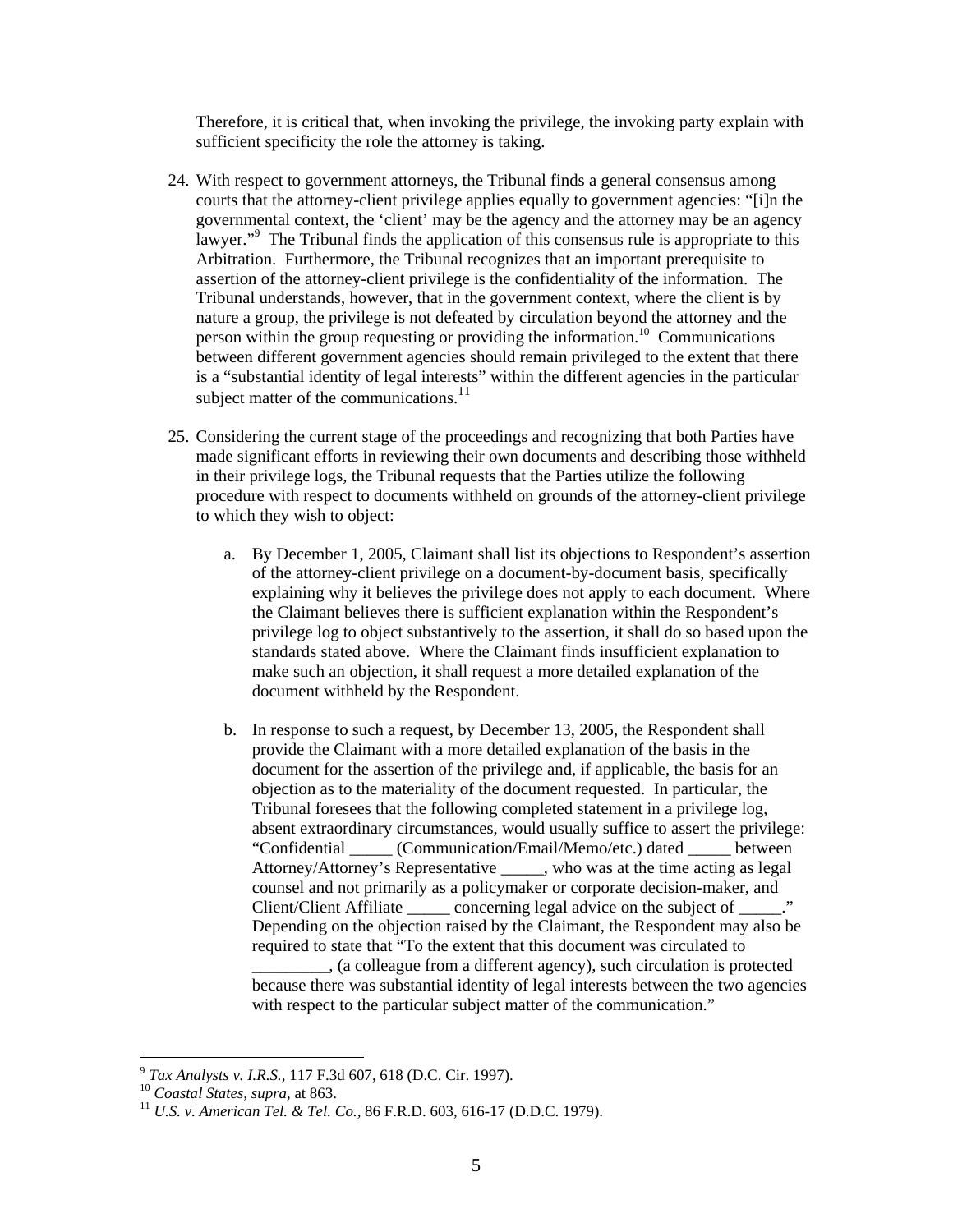Therefore, it is critical that, when invoking the privilege, the invoking party explain with sufficient specificity the role the attorney is taking.

24. With respect to government attorneys, the Tribunal finds a general consensus among courts that the attorney-client privilege applies equally to government agencies: "[i]n the governmental context, the 'client' may be the agency and the attorney may be an agency lawyer."[9] The Tribunal finds the application of this consensus rule is appropriate to this Arbitration. Furthermore, the Tribunal recognizes that an important prerequisite to assertion of the attorney-client privilege is the confidentiality of the information. The Tribunal understands, however, that in the government context, where the client is by nature a group, the privilege is not defeated by circulation beyond the attorney and the person within the group requesting or providing the information.[10] Communications between different government agencies should remain privileged to the extent that there is a "substantial identity of legal interests" within the different agencies in the particular subject matter of the communications.[11]

25. Considering the current stage of the proceedings and recognizing that both Parties have made significant efforts in reviewing their own documents and describing those withheld in their privilege logs, the Tribunal requests that the Parties utilize the following procedure with respect to documents withheld on grounds of the attorney-client privilege to which they wish to object:

    a. By December 1, 2005, Claimant shall list its objections to Respondent's assertion of the attorney-client privilege on a document-by-document basis, specifically explaining why it believes the privilege does not apply to each document. Where the Claimant believes there is sufficient explanation within the Respondent's privilege log to object substantively to the assertion, it shall do so based upon the standards stated above. Where the Claimant finds insufficient explanation to make such an objection, it shall request a more detailed explanation of the document withheld by the Respondent.

    b. In response to such a request, by December 13, 2005, the Respondent shall provide the Claimant with a more detailed explanation of the basis in the document for the assertion of the privilege and, if applicable, the basis for an objection as to the materiality of the document requested. In particular, the Tribunal foresees that the following completed statement in a privilege log, absent extraordinary circumstances, would usually suffice to assert the privilege: "Confidential _____ (Communication/Email/Memo/etc.) dated _____ between Attorney/Attorney's Representative _____, who was at the time acting as legal counsel and not primarily as a policymaker or corporate decision-maker, and Client/Client Affiliate _____ concerning legal advice on the subject of _____." Depending on the objection raised by the Claimant, the Respondent may also be required to state that "To the extent that this document was circulated to _________, (a colleague from a different agency), such circulation is protected because there was substantial identity of legal interests between the two agencies with respect to the particular subject matter of the communication."

---

[9] *Tax Analysts v. I.R.S.,* 117 F.3d 607, 618 (D.C. Cir. 1997).

[10] *Coastal States, supra,* at 863.

[11] *U.S. v. American Tel. & Tel. Co.,* 86 F.R.D. 603, 616-17 (D.D.C. 1979).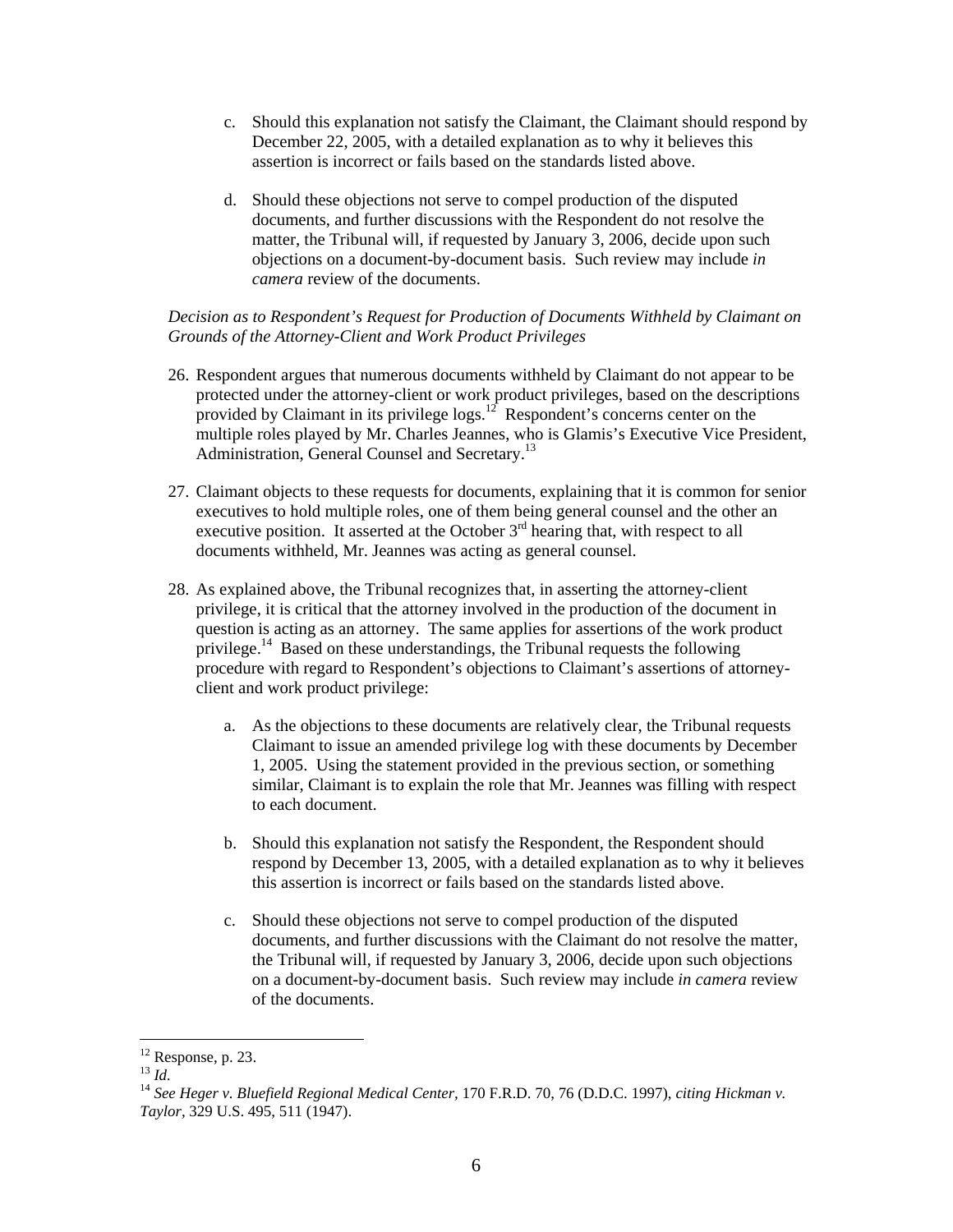c. Should this explanation not satisfy the Claimant, the Claimant should respond by December 22, 2005, with a detailed explanation as to why it believes this assertion is incorrect or fails based on the standards listed above.

d. Should these objections not serve to compel production of the disputed documents, and further discussions with the Respondent do not resolve the matter, the Tribunal will, if requested by January 3, 2006, decide upon such objections on a document-by-document basis. Such review may include *in camera* review of the documents.

*Decision as to Respondent's Request for Production of Documents Withheld by Claimant on Grounds of the Attorney-Client and Work Product Privileges*

26. Respondent argues that numerous documents withheld by Claimant do not appear to be protected under the attorney-client or work product privileges, based on the descriptions provided by Claimant in its privilege logs.[12] Respondent's concerns center on the multiple roles played by Mr. Charles Jeannes, who is Glamis's Executive Vice President, Administration, General Counsel and Secretary.[13]

27. Claimant objects to these requests for documents, explaining that it is common for senior executives to hold multiple roles, one of them being general counsel and the other an executive position. It asserted at the October 3rd hearing that, with respect to all documents withheld, Mr. Jeannes was acting as general counsel.

28. As explained above, the Tribunal recognizes that, in asserting the attorney-client privilege, it is critical that the attorney involved in the production of the document in question is acting as an attorney. The same applies for assertions of the work product privilege.[14] Based on these understandings, the Tribunal requests the following procedure with regard to Respondent's objections to Claimant's assertions of attorney-client and work product privilege:

    a. As the objections to these documents are relatively clear, the Tribunal requests Claimant to issue an amended privilege log with these documents by December 1, 2005. Using the statement provided in the previous section, or something similar, Claimant is to explain the role that Mr. Jeannes was filling with respect to each document.

    b. Should this explanation not satisfy the Respondent, the Respondent should respond by December 13, 2005, with a detailed explanation as to why it believes this assertion is incorrect or fails based on the standards listed above.

    c. Should these objections not serve to compel production of the disputed documents, and further discussions with the Claimant do not resolve the matter, the Tribunal will, if requested by January 3, 2006, decide upon such objections on a document-by-document basis. Such review may include *in camera* review of the documents.

---

[12] Response, p. 23.

[13] *Id.*

[14] *See Heger v. Bluefield Regional Medical Center*, 170 F.R.D. 70, 76 (D.D.C. 1997), *citing Hickman v. Taylor*, 329 U.S. 495, 511 (1947).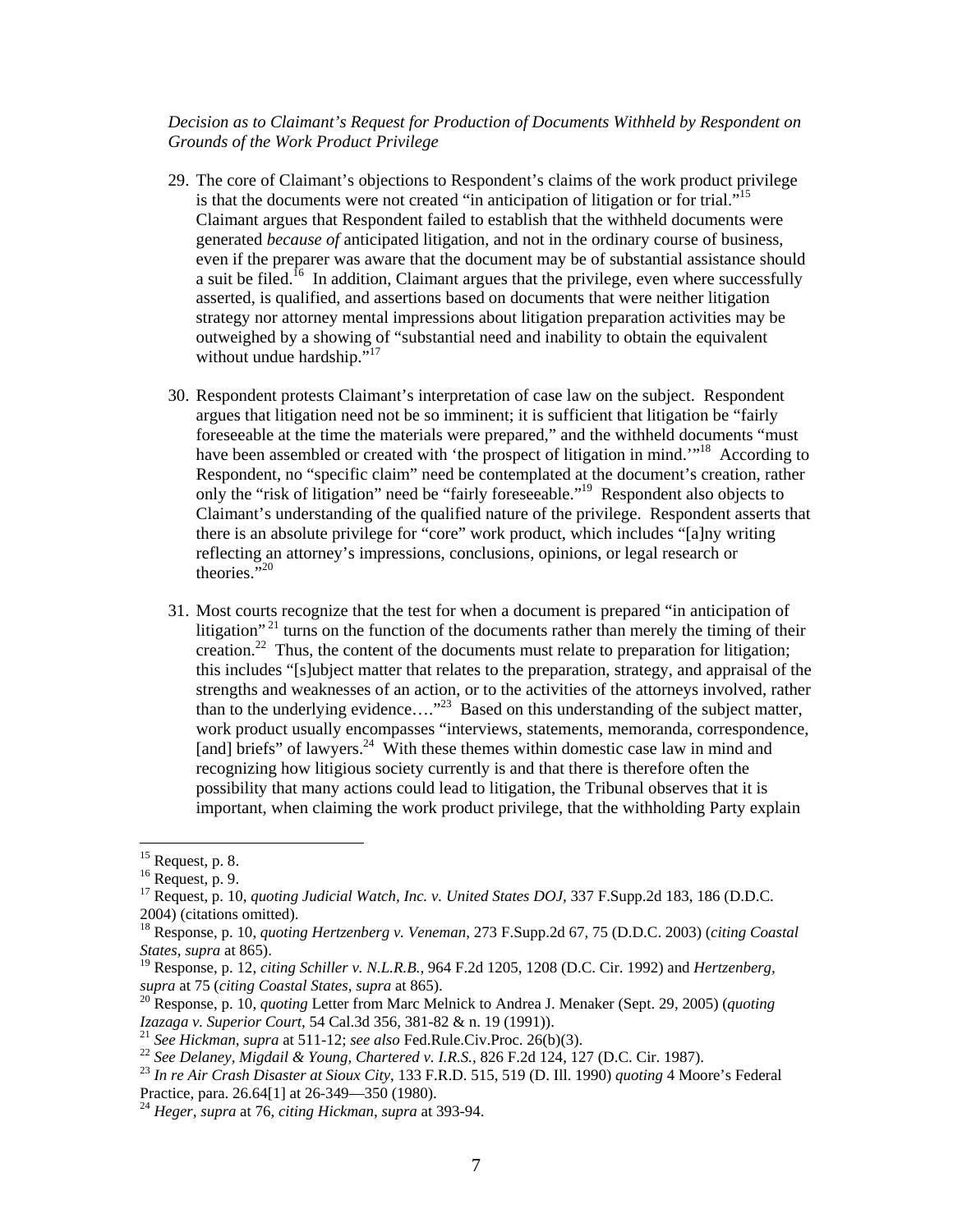*Decision as to Claimant's Request for Production of Documents Withheld by Respondent on Grounds of the Work Product Privilege*

29. The core of Claimant's objections to Respondent's claims of the work product privilege is that the documents were not created "in anticipation of litigation or for trial."[15] Claimant argues that Respondent failed to establish that the withheld documents were generated *because of* anticipated litigation, and not in the ordinary course of business, even if the preparer was aware that the document may be of substantial assistance should a suit be filed.[16] In addition, Claimant argues that the privilege, even where successfully asserted, is qualified, and assertions based on documents that were neither litigation strategy nor attorney mental impressions about litigation preparation activities may be outweighed by a showing of "substantial need and inability to obtain the equivalent without undue hardship."[17]

30. Respondent protests Claimant's interpretation of case law on the subject. Respondent argues that litigation need not be so imminent; it is sufficient that litigation be "fairly foreseeable at the time the materials were prepared," and the withheld documents "must have been assembled or created with 'the prospect of litigation in mind.'"[18] According to Respondent, no "specific claim" need be contemplated at the document's creation, rather only the "risk of litigation" need be "fairly foreseeable."[19] Respondent also objects to Claimant's understanding of the qualified nature of the privilege. Respondent asserts that there is an absolute privilege for "core" work product, which includes "[a]ny writing reflecting an attorney's impressions, conclusions, opinions, or legal research or theories."[20]

31. Most courts recognize that the test for when a document is prepared "in anticipation of litigation"[21] turns on the function of the documents rather than merely the timing of their creation.[22] Thus, the content of the documents must relate to preparation for litigation; this includes "[s]ubject matter that relates to the preparation, strategy, and appraisal of the strengths and weaknesses of an action, or to the activities of the attorneys involved, rather than to the underlying evidence…."[23] Based on this understanding of the subject matter, work product usually encompasses "interviews, statements, memoranda, correspondence, [and] briefs" of lawyers.[24] With these themes within domestic case law in mind and recognizing how litigious society currently is and that there is therefore often the possibility that many actions could lead to litigation, the Tribunal observes that it is important, when claiming the work product privilege, that the withholding Party explain

---

[15] Request, p. 8.

[16] Request, p. 9.

[17] Request, p. 10, *quoting Judicial Watch, Inc. v. United States DOJ,* 337 F.Supp.2d 183, 186 (D.D.C. 2004) (citations omitted).

[18] Response, p. 10, *quoting Hertzenberg v. Veneman,* 273 F.Supp.2d 67, 75 (D.D.C. 2003) (*citing Coastal States*, *supra* at 865).

[19] Response, p. 12, *citing Schiller v. N.L.R.B.,* 964 F.2d 1205, 1208 (D.C. Cir. 1992) and *Hertzenberg, supra* at 75 (*citing Coastal States*, *supra* at 865).

[20] Response, p. 10, *quoting* Letter from Marc Melnick to Andrea J. Menaker (Sept. 29, 2005) (*quoting Izazaga v. Superior Court*, 54 Cal.3d 356, 381-82 & n. 19 (1991)).

[21] *See Hickman, supra* at 511-12; *see also* Fed.Rule.Civ.Proc. 26(b)(3).

[22] *See Delaney, Migdail & Young, Chartered v. I.R.S.,* 826 F.2d 124, 127 (D.C. Cir. 1987).

[23] *In re Air Crash Disaster at Sioux City*, 133 F.R.D. 515, 519 (D. Ill. 1990) *quoting* 4 Moore's Federal Practice, para. 26.64[1] at 26-349—350 (1980).

[24] *Heger*, *supra* at 76, *citing Hickman*, *supra* at 393-94.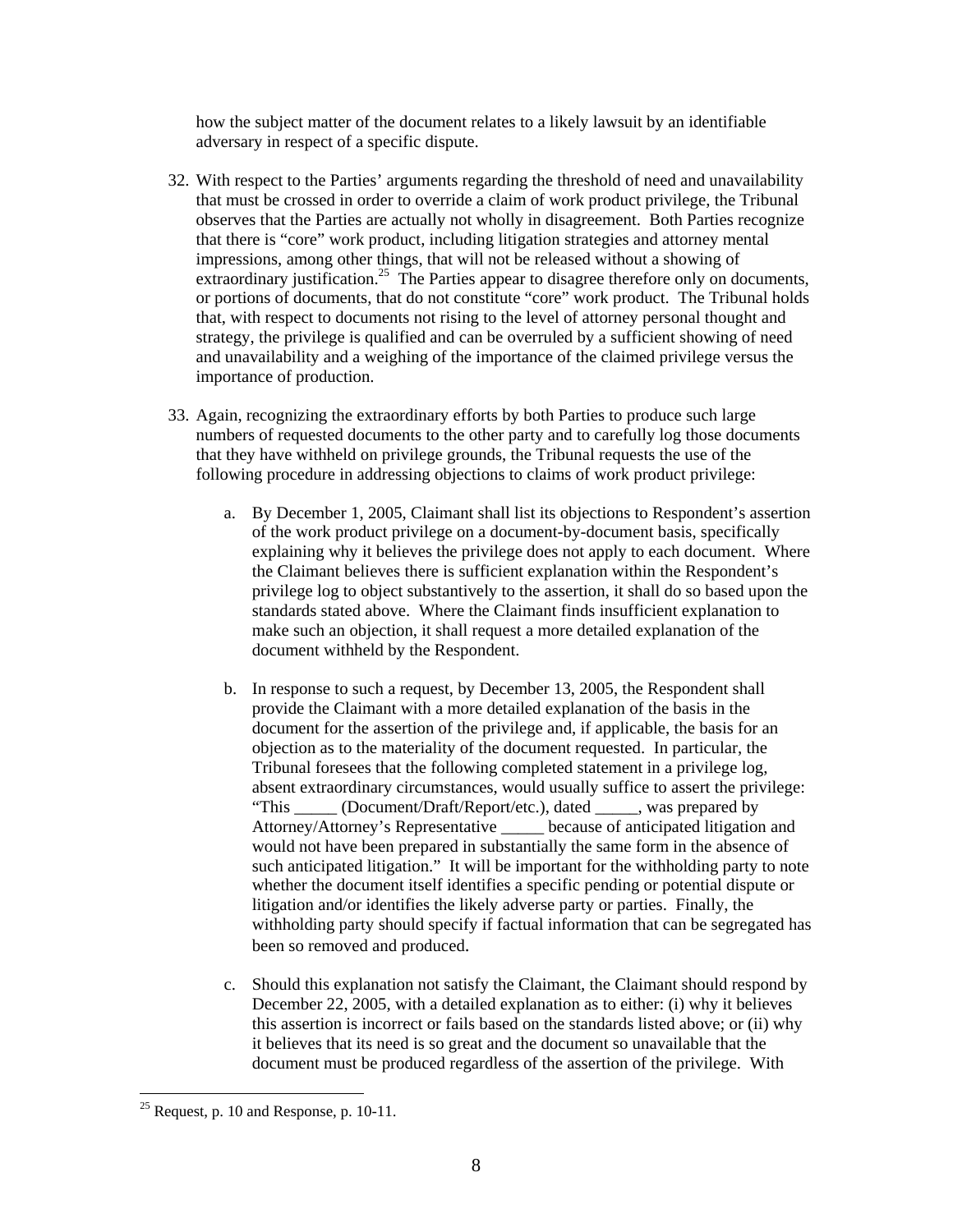how the subject matter of the document relates to a likely lawsuit by an identifiable adversary in respect of a specific dispute.

32. With respect to the Parties' arguments regarding the threshold of need and unavailability that must be crossed in order to override a claim of work product privilege, the Tribunal observes that the Parties are actually not wholly in disagreement. Both Parties recognize that there is "core" work product, including litigation strategies and attorney mental impressions, among other things, that will not be released without a showing of extraordinary justification.[25] The Parties appear to disagree therefore only on documents, or portions of documents, that do not constitute "core" work product. The Tribunal holds that, with respect to documents not rising to the level of attorney personal thought and strategy, the privilege is qualified and can be overruled by a sufficient showing of need and unavailability and a weighing of the importance of the claimed privilege versus the importance of production.

33. Again, recognizing the extraordinary efforts by both Parties to produce such large numbers of requested documents to the other party and to carefully log those documents that they have withheld on privilege grounds, the Tribunal requests the use of the following procedure in addressing objections to claims of work product privilege:

    a. By December 1, 2005, Claimant shall list its objections to Respondent's assertion of the work product privilege on a document-by-document basis, specifically explaining why it believes the privilege does not apply to each document. Where the Claimant believes there is sufficient explanation within the Respondent's privilege log to object substantively to the assertion, it shall do so based upon the standards stated above. Where the Claimant finds insufficient explanation to make such an objection, it shall request a more detailed explanation of the document withheld by the Respondent.

    b. In response to such a request, by December 13, 2005, the Respondent shall provide the Claimant with a more detailed explanation of the basis in the document for the assertion of the privilege and, if applicable, the basis for an objection as to the materiality of the document requested. In particular, the Tribunal foresees that the following completed statement in a privilege log, absent extraordinary circumstances, would usually suffice to assert the privilege: "This _____ (Document/Draft/Report/etc.), dated _____, was prepared by Attorney/Attorney's Representative _____ because of anticipated litigation and would not have been prepared in substantially the same form in the absence of such anticipated litigation." It will be important for the withholding party to note whether the document itself identifies a specific pending or potential dispute or litigation and/or identifies the likely adverse party or parties. Finally, the withholding party should specify if factual information that can be segregated has been so removed and produced.

    c. Should this explanation not satisfy the Claimant, the Claimant should respond by December 22, 2005, with a detailed explanation as to either: (i) why it believes this assertion is incorrect or fails based on the standards listed above; or (ii) why it believes that its need is so great and the document so unavailable that the document must be produced regardless of the assertion of the privilege. With

[25] Request, p. 10 and Response, p. 10-11.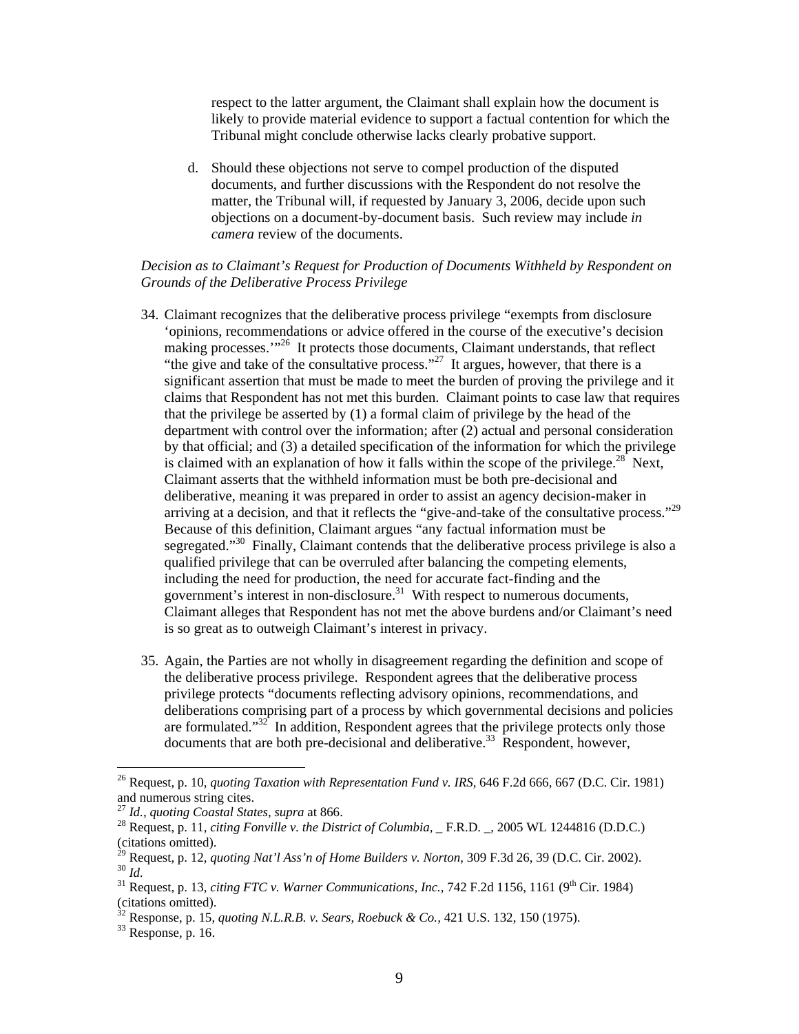respect to the latter argument, the Claimant shall explain how the document is likely to provide material evidence to support a factual contention for which the Tribunal might conclude otherwise lacks clearly probative support.

d. Should these objections not serve to compel production of the disputed documents, and further discussions with the Respondent do not resolve the matter, the Tribunal will, if requested by January 3, 2006, decide upon such objections on a document-by-document basis. Such review may include *in camera* review of the documents.

*Decision as to Claimant's Request for Production of Documents Withheld by Respondent on Grounds of the Deliberative Process Privilege*

34. Claimant recognizes that the deliberative process privilege "exempts from disclosure 'opinions, recommendations or advice offered in the course of the executive's decision making processes.'"[26] It protects those documents, Claimant understands, that reflect "the give and take of the consultative process."[27] It argues, however, that there is a significant assertion that must be made to meet the burden of proving the privilege and it claims that Respondent has not met this burden. Claimant points to case law that requires that the privilege be asserted by (1) a formal claim of privilege by the head of the department with control over the information; after (2) actual and personal consideration by that official; and (3) a detailed specification of the information for which the privilege is claimed with an explanation of how it falls within the scope of the privilege.[28] Next, Claimant asserts that the withheld information must be both pre-decisional and deliberative, meaning it was prepared in order to assist an agency decision-maker in arriving at a decision, and that it reflects the "give-and-take of the consultative process."[29] Because of this definition, Claimant argues "any factual information must be segregated."[30] Finally, Claimant contends that the deliberative process privilege is also a qualified privilege that can be overruled after balancing the competing elements, including the need for production, the need for accurate fact-finding and the government's interest in non-disclosure.[31] With respect to numerous documents, Claimant alleges that Respondent has not met the above burdens and/or Claimant's need is so great as to outweigh Claimant's interest in privacy.

35. Again, the Parties are not wholly in disagreement regarding the definition and scope of the deliberative process privilege. Respondent agrees that the deliberative process privilege protects "documents reflecting advisory opinions, recommendations, and deliberations comprising part of a process by which governmental decisions and policies are formulated."[32] In addition, Respondent agrees that the privilege protects only those documents that are both pre-decisional and deliberative.[33] Respondent, however,

---

[26] Request, p. 10, *quoting Taxation with Representation Fund v. IRS,* 646 F.2d 666, 667 (D.C. Cir. 1981) and numerous string cites.

[27] *Id., quoting Coastal States, supra* at 866.

[28] Request, p. 11, *citing Fonville v. the District of Columbia,* _ F.R.D. _, 2005 WL 1244816 (D.D.C.) (citations omitted).

[29] Request, p. 12, *quoting Nat'l Ass'n of Home Builders v. Norton,* 309 F.3d 26, 39 (D.C. Cir. 2002).

[30] *Id*.

[31] Request, p. 13, *citing FTC v. Warner Communications, Inc.,* 742 F.2d 1156, 1161 (9th Cir. 1984) (citations omitted).

[32] Response, p. 15, *quoting N.L.R.B. v. Sears, Roebuck & Co.,* 421 U.S. 132, 150 (1975).

[33] Response, p. 16.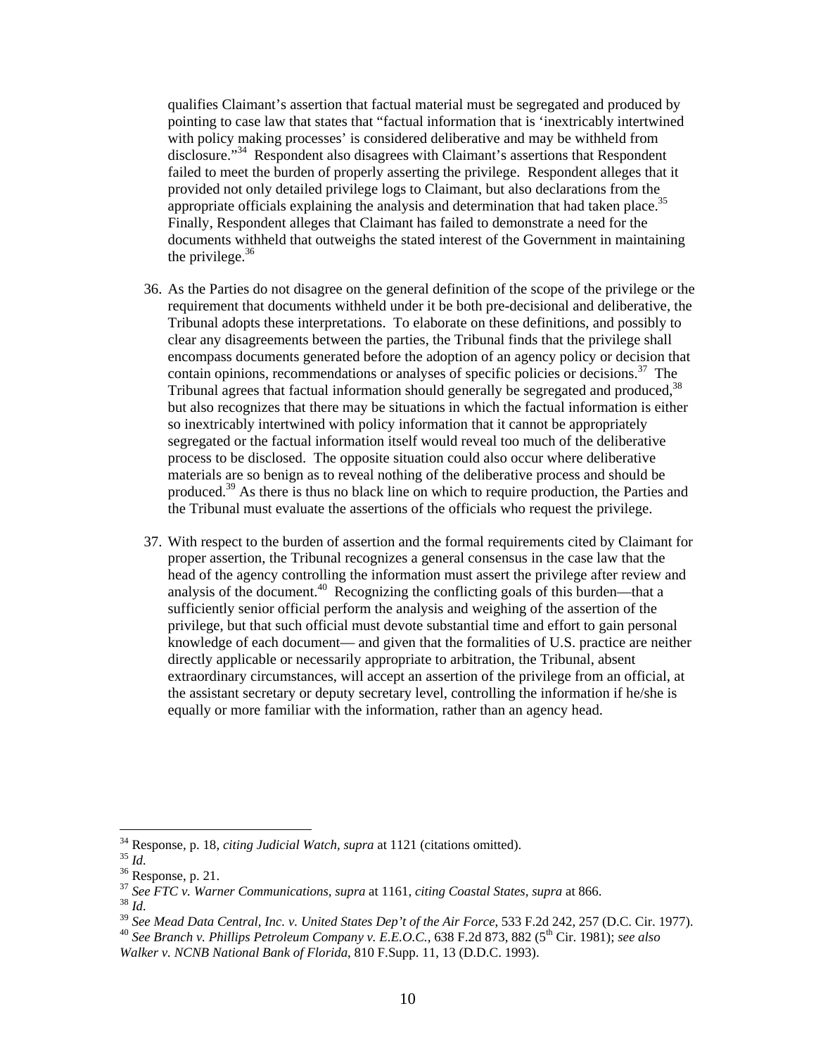qualifies Claimant's assertion that factual material must be segregated and produced by pointing to case law that states that "factual information that is 'inextricably intertwined with policy making processes' is considered deliberative and may be withheld from disclosure."[34] Respondent also disagrees with Claimant's assertions that Respondent failed to meet the burden of properly asserting the privilege. Respondent alleges that it provided not only detailed privilege logs to Claimant, but also declarations from the appropriate officials explaining the analysis and determination that had taken place.[35] Finally, Respondent alleges that Claimant has failed to demonstrate a need for the documents withheld that outweighs the stated interest of the Government in maintaining the privilege.[36]

36. As the Parties do not disagree on the general definition of the scope of the privilege or the requirement that documents withheld under it be both pre-decisional and deliberative, the Tribunal adopts these interpretations. To elaborate on these definitions, and possibly to clear any disagreements between the parties, the Tribunal finds that the privilege shall encompass documents generated before the adoption of an agency policy or decision that contain opinions, recommendations or analyses of specific policies or decisions.[37] The Tribunal agrees that factual information should generally be segregated and produced,[38] but also recognizes that there may be situations in which the factual information is either so inextricably intertwined with policy information that it cannot be appropriately segregated or the factual information itself would reveal too much of the deliberative process to be disclosed. The opposite situation could also occur where deliberative materials are so benign as to reveal nothing of the deliberative process and should be produced.[39] As there is thus no black line on which to require production, the Parties and the Tribunal must evaluate the assertions of the officials who request the privilege.

37. With respect to the burden of assertion and the formal requirements cited by Claimant for proper assertion, the Tribunal recognizes a general consensus in the case law that the head of the agency controlling the information must assert the privilege after review and analysis of the document.[40] Recognizing the conflicting goals of this burden—that a sufficiently senior official perform the analysis and weighing of the assertion of the privilege, but that such official must devote substantial time and effort to gain personal knowledge of each document— and given that the formalities of U.S. practice are neither directly applicable or necessarily appropriate to arbitration, the Tribunal, absent extraordinary circumstances, will accept an assertion of the privilege from an official, at the assistant secretary or deputy secretary level, controlling the information if he/she is equally or more familiar with the information, rather than an agency head.

---

[34] Response, p. 18, *citing Judicial Watch, supra* at 1121 (citations omitted).
[35] *Id.*
[36] Response, p. 21.
[37] *See FTC v. Warner Communications, supra* at 1161, *citing Coastal States, supra* at 866.
[38] *Id.*
[39] *See Mead Data Central, Inc. v. United States Dep't of the Air Force*, 533 F.2d 242, 257 (D.C. Cir. 1977).
[40] *See Branch v. Phillips Petroleum Company v. E.E.O.C.*, 638 F.2d 873, 882 (5th Cir. 1981); *see also Walker v. NCNB National Bank of Florida*, 810 F.Supp. 11, 13 (D.D.C. 1993).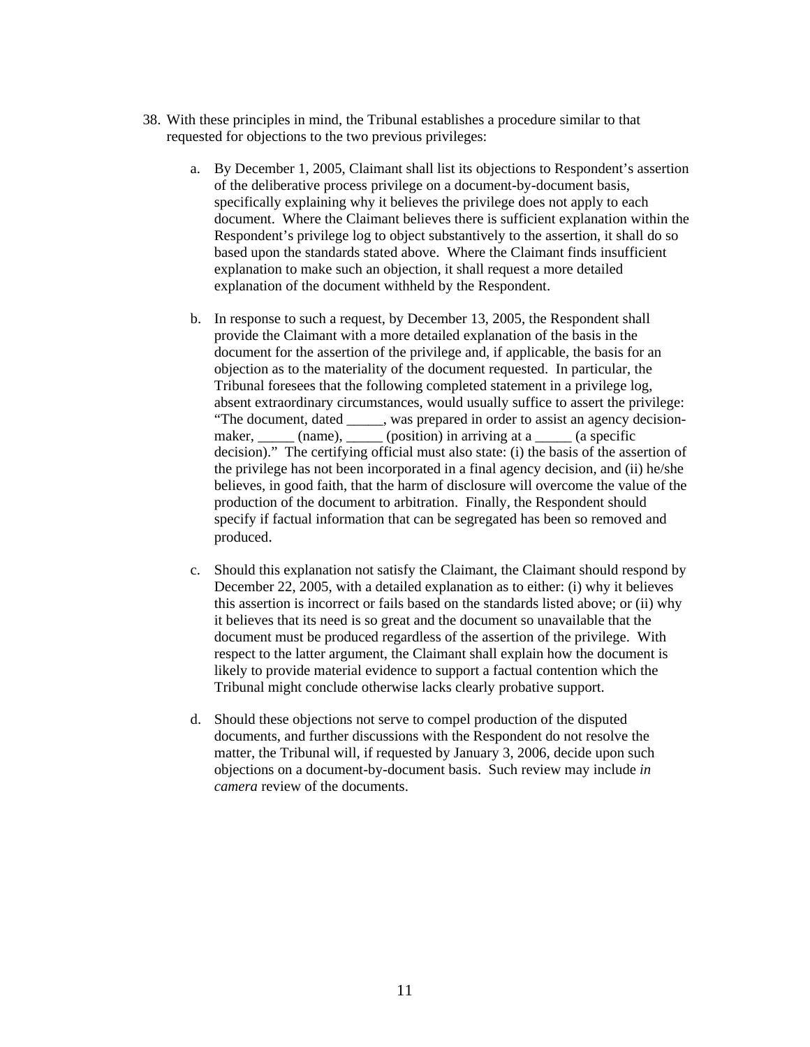38. With these principles in mind, the Tribunal establishes a procedure similar to that requested for objections to the two previous privileges:

    a. By December 1, 2005, Claimant shall list its objections to Respondent's assertion of the deliberative process privilege on a document-by-document basis, specifically explaining why it believes the privilege does not apply to each document. Where the Claimant believes there is sufficient explanation within the Respondent's privilege log to object substantively to the assertion, it shall do so based upon the standards stated above. Where the Claimant finds insufficient explanation to make such an objection, it shall request a more detailed explanation of the document withheld by the Respondent.

    b. In response to such a request, by December 13, 2005, the Respondent shall provide the Claimant with a more detailed explanation of the basis in the document for the assertion of the privilege and, if applicable, the basis for an objection as to the materiality of the document requested. In particular, the Tribunal foresees that the following completed statement in a privilege log, absent extraordinary circumstances, would usually suffice to assert the privilege: "The document, dated _____, was prepared in order to assist an agency decision-maker, _____ (name), _____ (position) in arriving at a _____ (a specific decision)." The certifying official must also state: (i) the basis of the assertion of the privilege has not been incorporated in a final agency decision, and (ii) he/she believes, in good faith, that the harm of disclosure will overcome the value of the production of the document to arbitration. Finally, the Respondent should specify if factual information that can be segregated has been so removed and produced.

    c. Should this explanation not satisfy the Claimant, the Claimant should respond by December 22, 2005, with a detailed explanation as to either: (i) why it believes this assertion is incorrect or fails based on the standards listed above; or (ii) why it believes that its need is so great and the document so unavailable that the document must be produced regardless of the assertion of the privilege. With respect to the latter argument, the Claimant shall explain how the document is likely to provide material evidence to support a factual contention which the Tribunal might conclude otherwise lacks clearly probative support.

    d. Should these objections not serve to compel production of the disputed documents, and further discussions with the Respondent do not resolve the matter, the Tribunal will, if requested by January 3, 2006, decide upon such objections on a document-by-document basis. Such review may include *in camera* review of the documents.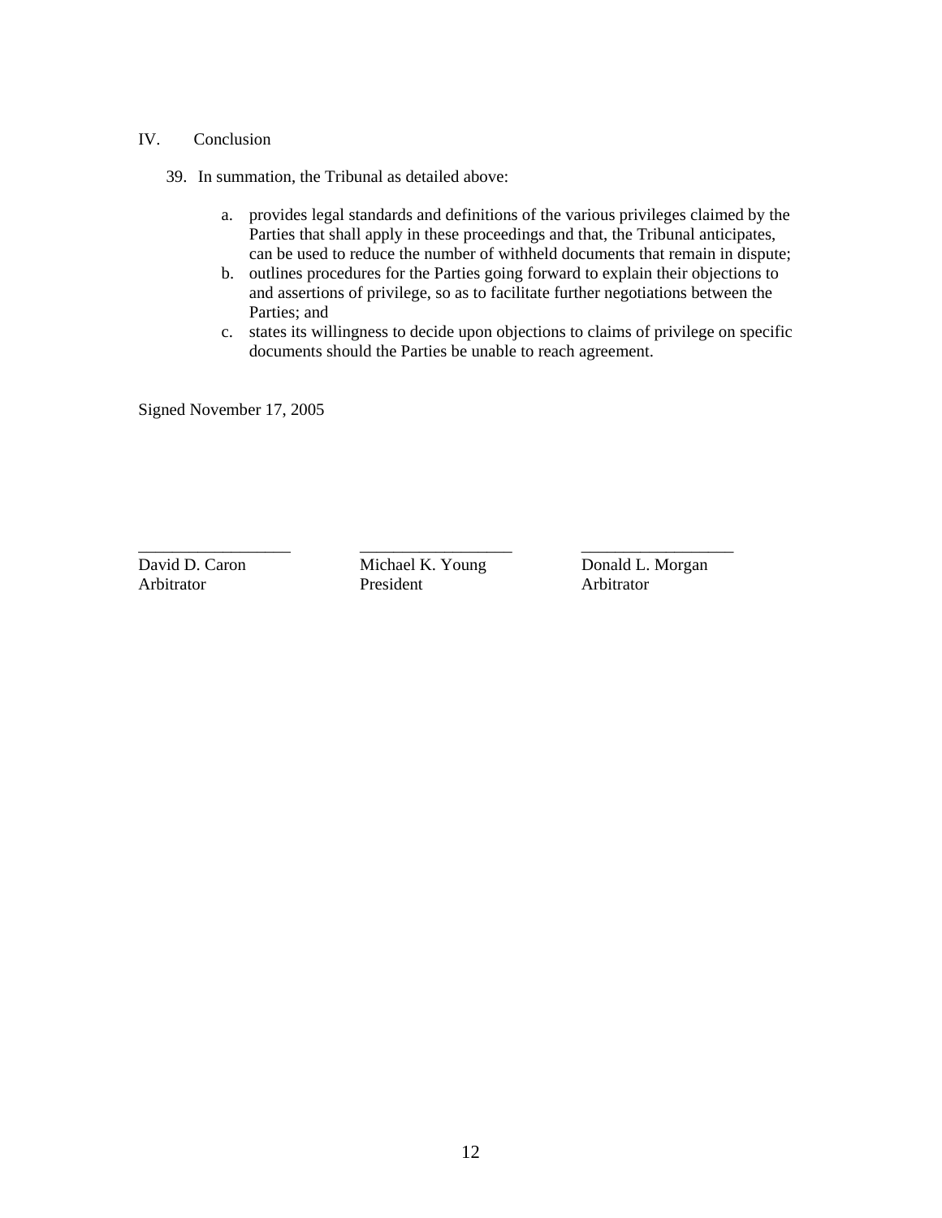## IV. Conclusion

39. In summation, the Tribunal as detailed above:

   a. provides legal standards and definitions of the various privileges claimed by the Parties that shall apply in these proceedings and that, the Tribunal anticipates, can be used to reduce the number of withheld documents that remain in dispute;
   b. outlines procedures for the Parties going forward to explain their objections to and assertions of privilege, so as to facilitate further negotiations between the Parties; and
   c. states its willingness to decide upon objections to claims of privilege on specific documents should the Parties be unable to reach agreement.

Signed November 17, 2005

| | | |
|---|---|---|
| __________________ | __________________ | __________________ |
| David D. Caron | Michael K. Young | Donald L. Morgan |
| Arbitrator | President | Arbitrator |